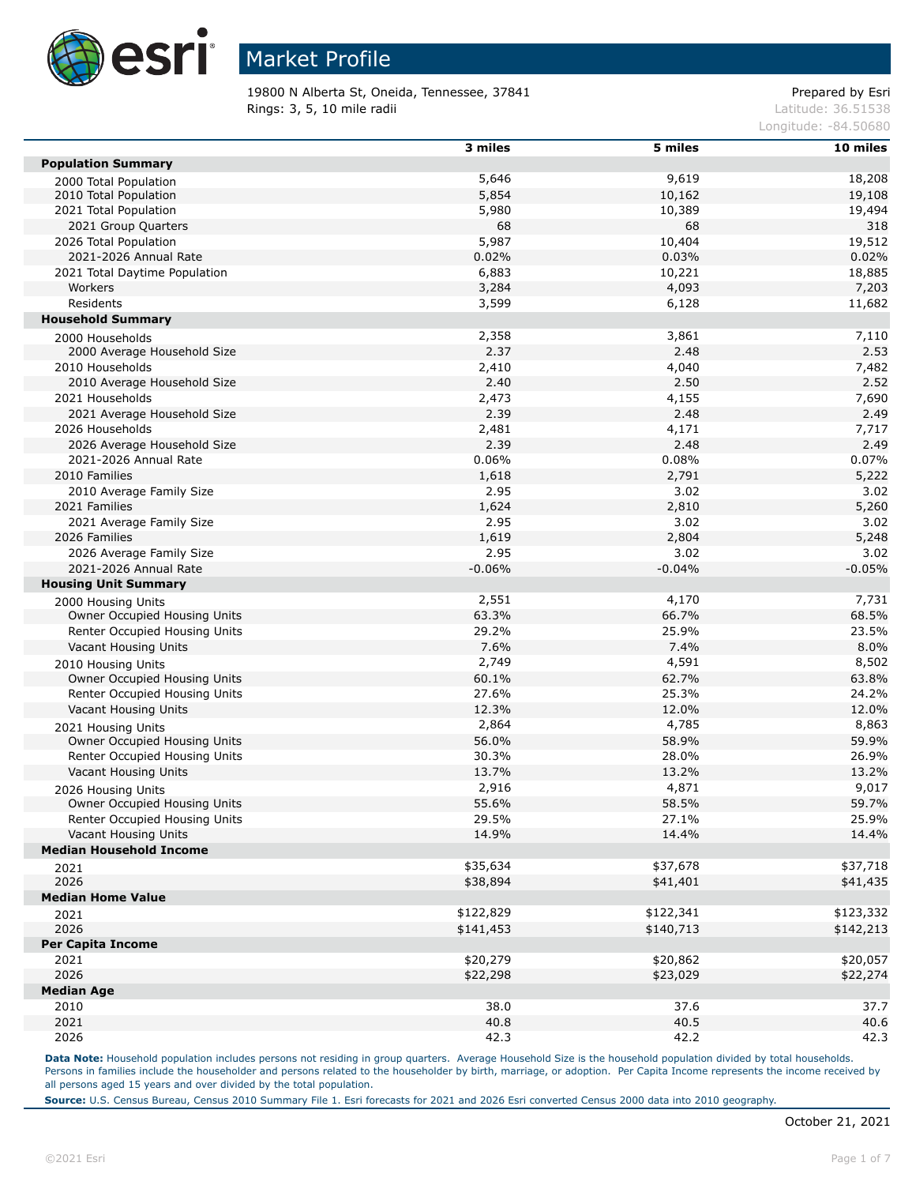# Market Profile

19800 N Alberta St, Oneida, Tennessee, 37841
Rings: 3, 5, 10 mile radii

Prepared by Esri
Latitude: 36.51538
Longitude: -84.50680

| | 3 miles | 5 miles | 10 miles |
|---|---|---|---|
| **Population Summary** | | | |
| 2000 Total Population | 5,646 | 9,619 | 18,208 |
| 2010 Total Population | 5,854 | 10,162 | 19,108 |
| 2021 Total Population | 5,980 | 10,389 | 19,494 |
| 2021 Group Quarters | 68 | 68 | 318 |
| 2026 Total Population | 5,987 | 10,404 | 19,512 |
| 2021-2026 Annual Rate | 0.02% | 0.03% | 0.02% |
| 2021 Total Daytime Population | 6,883 | 10,221 | 18,885 |
| Workers | 3,284 | 4,093 | 7,203 |
| Residents | 3,599 | 6,128 | 11,682 |
| **Household Summary** | | | |
| 2000 Households | 2,358 | 3,861 | 7,110 |
| 2000 Average Household Size | 2.37 | 2.48 | 2.53 |
| 2010 Households | 2,410 | 4,040 | 7,482 |
| 2010 Average Household Size | 2.40 | 2.50 | 2.52 |
| 2021 Households | 2,473 | 4,155 | 7,690 |
| 2021 Average Household Size | 2.39 | 2.48 | 2.49 |
| 2026 Households | 2,481 | 4,171 | 7,717 |
| 2026 Average Household Size | 2.39 | 2.48 | 2.49 |
| 2021-2026 Annual Rate | 0.06% | 0.08% | 0.07% |
| 2010 Families | 1,618 | 2,791 | 5,222 |
| 2010 Average Family Size | 2.95 | 3.02 | 3.02 |
| 2021 Families | 1,624 | 2,810 | 5,260 |
| 2021 Average Family Size | 2.95 | 3.02 | 3.02 |
| 2026 Families | 1,619 | 2,804 | 5,248 |
| 2026 Average Family Size | 2.95 | 3.02 | 3.02 |
| 2021-2026 Annual Rate | -0.06% | -0.04% | -0.05% |
| **Housing Unit Summary** | | | |
| 2000 Housing Units | 2,551 | 4,170 | 7,731 |
| Owner Occupied Housing Units | 63.3% | 66.7% | 68.5% |
| Renter Occupied Housing Units | 29.2% | 25.9% | 23.5% |
| Vacant Housing Units | 7.6% | 7.4% | 8.0% |
| 2010 Housing Units | 2,749 | 4,591 | 8,502 |
| Owner Occupied Housing Units | 60.1% | 62.7% | 63.8% |
| Renter Occupied Housing Units | 27.6% | 25.3% | 24.2% |
| Vacant Housing Units | 12.3% | 12.0% | 12.0% |
| 2021 Housing Units | 2,864 | 4,785 | 8,863 |
| Owner Occupied Housing Units | 56.0% | 58.9% | 59.9% |
| Renter Occupied Housing Units | 30.3% | 28.0% | 26.9% |
| Vacant Housing Units | 13.7% | 13.2% | 13.2% |
| 2026 Housing Units | 2,916 | 4,871 | 9,017 |
| Owner Occupied Housing Units | 55.6% | 58.5% | 59.7% |
| Renter Occupied Housing Units | 29.5% | 27.1% | 25.9% |
| Vacant Housing Units | 14.9% | 14.4% | 14.4% |
| **Median Household Income** | | | |
| 2021 | $35,634 | $37,678 | $37,718 |
| 2026 | $38,894 | $41,401 | $41,435 |
| **Median Home Value** | | | |
| 2021 | $122,829 | $122,341 | $123,332 |
| 2026 | $141,453 | $140,713 | $142,213 |
| **Per Capita Income** | | | |
| 2021 | $20,279 | $20,862 | $20,057 |
| 2026 | $22,298 | $23,029 | $22,274 |
| **Median Age** | | | |
| 2010 | 38.0 | 37.6 | 37.7 |
| 2021 | 40.8 | 40.5 | 40.6 |
| 2026 | 42.3 | 42.2 | 42.3 |

**Data Note:** Household population includes persons not residing in group quarters. Average Household Size is the household population divided by total households. Persons in families include the householder and persons related to the householder by birth, marriage, or adoption. Per Capita Income represents the income received by all persons aged 15 years and over divided by the total population.

**Source:** U.S. Census Bureau, Census 2010 Summary File 1. Esri forecasts for 2021 and 2026 Esri converted Census 2000 data into 2010 geography.

October 21, 2021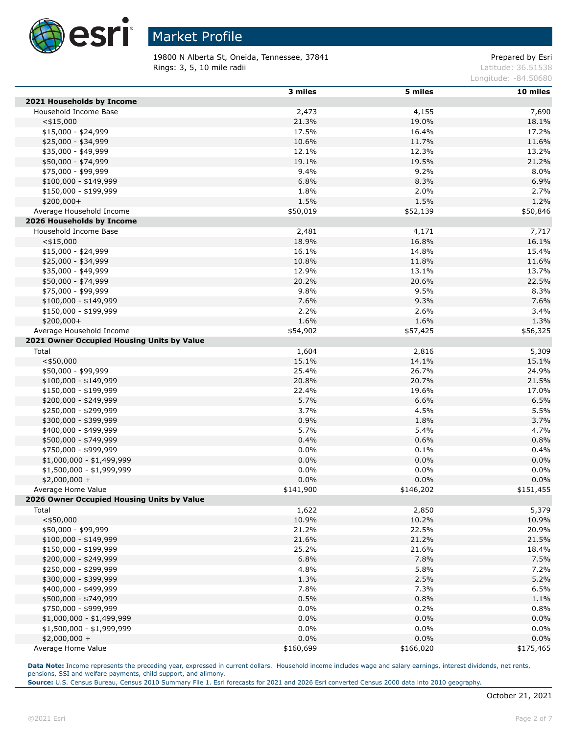# Market Profile

19800 N Alberta St, Oneida, Tennessee, 37841
Rings: 3, 5, 10 mile radii

Prepared by Esri
Latitude: 36.51538
Longitude: -84.50680

| | 3 miles | 5 miles | 10 miles |
|---|---|---|---|
| **2021 Households by Income** | | | |
| Household Income Base | 2,473 | 4,155 | 7,690 |
| <$15,000 | 21.3% | 19.0% | 18.1% |
| $15,000 - $24,999 | 17.5% | 16.4% | 17.2% |
| $25,000 - $34,999 | 10.6% | 11.7% | 11.6% |
| $35,000 - $49,999 | 12.1% | 12.3% | 13.2% |
| $50,000 - $74,999 | 19.1% | 19.5% | 21.2% |
| $75,000 - $99,999 | 9.4% | 9.2% | 8.0% |
| $100,000 - $149,999 | 6.8% | 8.3% | 6.9% |
| $150,000 - $199,999 | 1.8% | 2.0% | 2.7% |
| $200,000+ | 1.5% | 1.5% | 1.2% |
| Average Household Income | $50,019 | $52,139 | $50,846 |
| **2026 Households by Income** | | | |
| Household Income Base | 2,481 | 4,171 | 7,717 |
| <$15,000 | 18.9% | 16.8% | 16.1% |
| $15,000 - $24,999 | 16.1% | 14.8% | 15.4% |
| $25,000 - $34,999 | 10.8% | 11.8% | 11.6% |
| $35,000 - $49,999 | 12.9% | 13.1% | 13.7% |
| $50,000 - $74,999 | 20.2% | 20.6% | 22.5% |
| $75,000 - $99,999 | 9.8% | 9.5% | 8.3% |
| $100,000 - $149,999 | 7.6% | 9.3% | 7.6% |
| $150,000 - $199,999 | 2.2% | 2.6% | 3.4% |
| $200,000+ | 1.6% | 1.6% | 1.3% |
| Average Household Income | $54,902 | $57,425 | $56,325 |
| **2021 Owner Occupied Housing Units by Value** | | | |
| Total | 1,604 | 2,816 | 5,309 |
| <$50,000 | 15.1% | 14.1% | 15.1% |
| $50,000 - $99,999 | 25.4% | 26.7% | 24.9% |
| $100,000 - $149,999 | 20.8% | 20.7% | 21.5% |
| $150,000 - $199,999 | 22.4% | 19.6% | 17.0% |
| $200,000 - $249,999 | 5.7% | 6.6% | 6.5% |
| $250,000 - $299,999 | 3.7% | 4.5% | 5.5% |
| $300,000 - $399,999 | 0.9% | 1.8% | 3.7% |
| $400,000 - $499,999 | 5.7% | 5.4% | 4.7% |
| $500,000 - $749,999 | 0.4% | 0.6% | 0.8% |
| $750,000 - $999,999 | 0.0% | 0.1% | 0.4% |
| $1,000,000 - $1,499,999 | 0.0% | 0.0% | 0.0% |
| $1,500,000 - $1,999,999 | 0.0% | 0.0% | 0.0% |
| $2,000,000 + | 0.0% | 0.0% | 0.0% |
| Average Home Value | $141,900 | $146,202 | $151,455 |
| **2026 Owner Occupied Housing Units by Value** | | | |
| Total | 1,622 | 2,850 | 5,379 |
| <$50,000 | 10.9% | 10.2% | 10.9% |
| $50,000 - $99,999 | 21.2% | 22.5% | 20.9% |
| $100,000 - $149,999 | 21.6% | 21.2% | 21.5% |
| $150,000 - $199,999 | 25.2% | 21.6% | 18.4% |
| $200,000 - $249,999 | 6.8% | 7.8% | 7.5% |
| $250,000 - $299,999 | 4.8% | 5.8% | 7.2% |
| $300,000 - $399,999 | 1.3% | 2.5% | 5.2% |
| $400,000 - $499,999 | 7.8% | 7.3% | 6.5% |
| $500,000 - $749,999 | 0.5% | 0.8% | 1.1% |
| $750,000 - $999,999 | 0.0% | 0.2% | 0.8% |
| $1,000,000 - $1,499,999 | 0.0% | 0.0% | 0.0% |
| $1,500,000 - $1,999,999 | 0.0% | 0.0% | 0.0% |
| $2,000,000 + | 0.0% | 0.0% | 0.0% |
| Average Home Value | $160,699 | $166,020 | $175,465 |

**Data Note:** Income represents the preceding year, expressed in current dollars. Household income includes wage and salary earnings, interest dividends, net rents, pensions, SSI and welfare payments, child support, and alimony.
**Source:** U.S. Census Bureau, Census 2010 Summary File 1. Esri forecasts for 2021 and 2026 Esri converted Census 2000 data into 2010 geography.

October 21, 2021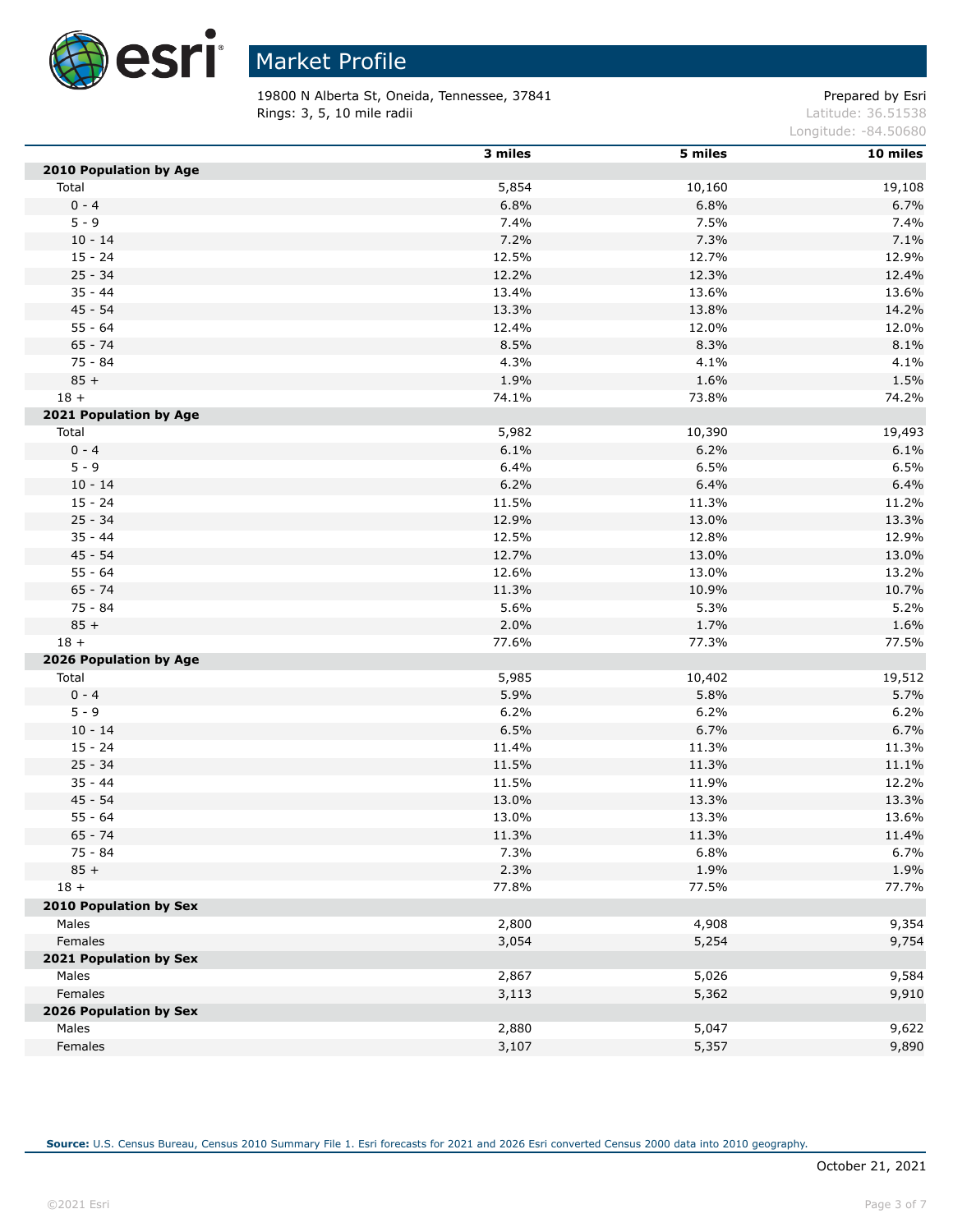# Market Profile

19800 N Alberta St, Oneida, Tennessee, 37841
Rings: 3, 5, 10 mile radii

Prepared by Esri
Latitude: 36.51538
Longitude: -84.50680

| | 3 miles | 5 miles | 10 miles |
|---|---|---|---|
| **2010 Population by Age** | | | |
| Total | 5,854 | 10,160 | 19,108 |
| 0 - 4 | 6.8% | 6.8% | 6.7% |
| 5 - 9 | 7.4% | 7.5% | 7.4% |
| 10 - 14 | 7.2% | 7.3% | 7.1% |
| 15 - 24 | 12.5% | 12.7% | 12.9% |
| 25 - 34 | 12.2% | 12.3% | 12.4% |
| 35 - 44 | 13.4% | 13.6% | 13.6% |
| 45 - 54 | 13.3% | 13.8% | 14.2% |
| 55 - 64 | 12.4% | 12.0% | 12.0% |
| 65 - 74 | 8.5% | 8.3% | 8.1% |
| 75 - 84 | 4.3% | 4.1% | 4.1% |
| 85 + | 1.9% | 1.6% | 1.5% |
| 18 + | 74.1% | 73.8% | 74.2% |
| **2021 Population by Age** | | | |
| Total | 5,982 | 10,390 | 19,493 |
| 0 - 4 | 6.1% | 6.2% | 6.1% |
| 5 - 9 | 6.4% | 6.5% | 6.5% |
| 10 - 14 | 6.2% | 6.4% | 6.4% |
| 15 - 24 | 11.5% | 11.3% | 11.2% |
| 25 - 34 | 12.9% | 13.0% | 13.3% |
| 35 - 44 | 12.5% | 12.8% | 12.9% |
| 45 - 54 | 12.7% | 13.0% | 13.0% |
| 55 - 64 | 12.6% | 13.0% | 13.2% |
| 65 - 74 | 11.3% | 10.9% | 10.7% |
| 75 - 84 | 5.6% | 5.3% | 5.2% |
| 85 + | 2.0% | 1.7% | 1.6% |
| 18 + | 77.6% | 77.3% | 77.5% |
| **2026 Population by Age** | | | |
| Total | 5,985 | 10,402 | 19,512 |
| 0 - 4 | 5.9% | 5.8% | 5.7% |
| 5 - 9 | 6.2% | 6.2% | 6.2% |
| 10 - 14 | 6.5% | 6.7% | 6.7% |
| 15 - 24 | 11.4% | 11.3% | 11.3% |
| 25 - 34 | 11.5% | 11.3% | 11.1% |
| 35 - 44 | 11.5% | 11.9% | 12.2% |
| 45 - 54 | 13.0% | 13.3% | 13.3% |
| 55 - 64 | 13.0% | 13.3% | 13.6% |
| 65 - 74 | 11.3% | 11.3% | 11.4% |
| 75 - 84 | 7.3% | 6.8% | 6.7% |
| 85 + | 2.3% | 1.9% | 1.9% |
| 18 + | 77.8% | 77.5% | 77.7% |
| **2010 Population by Sex** | | | |
| Males | 2,800 | 4,908 | 9,354 |
| Females | 3,054 | 5,254 | 9,754 |
| **2021 Population by Sex** | | | |
| Males | 2,867 | 5,026 | 9,584 |
| Females | 3,113 | 5,362 | 9,910 |
| **2026 Population by Sex** | | | |
| Males | 2,880 | 5,047 | 9,622 |
| Females | 3,107 | 5,357 | 9,890 |

**Source:** U.S. Census Bureau, Census 2010 Summary File 1. Esri forecasts for 2021 and 2026 Esri converted Census 2000 data into 2010 geography.

October 21, 2021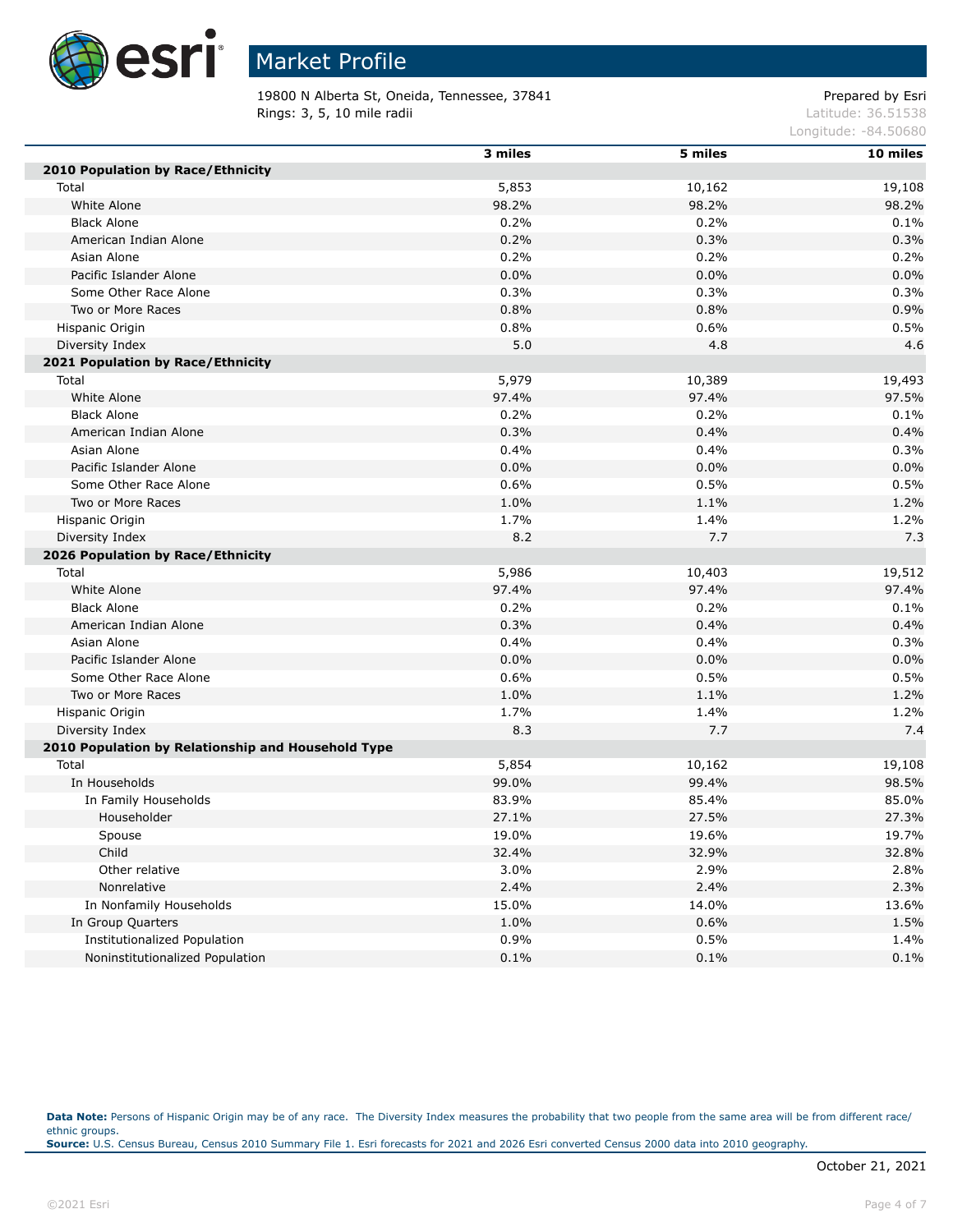# Market Profile

19800 N Alberta St, Oneida, Tennessee, 37841
Rings: 3, 5, 10 mile radii

Prepared by Esri
Latitude: 36.51538
Longitude: -84.50680

| | 3 miles | 5 miles | 10 miles |
|---|---|---|---|
| **2010 Population by Race/Ethnicity** | | | |
| Total | 5,853 | 10,162 | 19,108 |
| White Alone | 98.2% | 98.2% | 98.2% |
| Black Alone | 0.2% | 0.2% | 0.1% |
| American Indian Alone | 0.2% | 0.3% | 0.3% |
| Asian Alone | 0.2% | 0.2% | 0.2% |
| Pacific Islander Alone | 0.0% | 0.0% | 0.0% |
| Some Other Race Alone | 0.3% | 0.3% | 0.3% |
| Two or More Races | 0.8% | 0.8% | 0.9% |
| Hispanic Origin | 0.8% | 0.6% | 0.5% |
| Diversity Index | 5.0 | 4.8 | 4.6 |
| **2021 Population by Race/Ethnicity** | | | |
| Total | 5,979 | 10,389 | 19,493 |
| White Alone | 97.4% | 97.4% | 97.5% |
| Black Alone | 0.2% | 0.2% | 0.1% |
| American Indian Alone | 0.3% | 0.4% | 0.4% |
| Asian Alone | 0.4% | 0.4% | 0.3% |
| Pacific Islander Alone | 0.0% | 0.0% | 0.0% |
| Some Other Race Alone | 0.6% | 0.5% | 0.5% |
| Two or More Races | 1.0% | 1.1% | 1.2% |
| Hispanic Origin | 1.7% | 1.4% | 1.2% |
| Diversity Index | 8.2 | 7.7 | 7.3 |
| **2026 Population by Race/Ethnicity** | | | |
| Total | 5,986 | 10,403 | 19,512 |
| White Alone | 97.4% | 97.4% | 97.4% |
| Black Alone | 0.2% | 0.2% | 0.1% |
| American Indian Alone | 0.3% | 0.4% | 0.4% |
| Asian Alone | 0.4% | 0.4% | 0.3% |
| Pacific Islander Alone | 0.0% | 0.0% | 0.0% |
| Some Other Race Alone | 0.6% | 0.5% | 0.5% |
| Two or More Races | 1.0% | 1.1% | 1.2% |
| Hispanic Origin | 1.7% | 1.4% | 1.2% |
| Diversity Index | 8.3 | 7.7 | 7.4 |
| **2010 Population by Relationship and Household Type** | | | |
| Total | 5,854 | 10,162 | 19,108 |
| In Households | 99.0% | 99.4% | 98.5% |
| In Family Households | 83.9% | 85.4% | 85.0% |
| Householder | 27.1% | 27.5% | 27.3% |
| Spouse | 19.0% | 19.6% | 19.7% |
| Child | 32.4% | 32.9% | 32.8% |
| Other relative | 3.0% | 2.9% | 2.8% |
| Nonrelative | 2.4% | 2.4% | 2.3% |
| In Nonfamily Households | 15.0% | 14.0% | 13.6% |
| In Group Quarters | 1.0% | 0.6% | 1.5% |
| Institutionalized Population | 0.9% | 0.5% | 1.4% |
| Noninstitutionalized Population | 0.1% | 0.1% | 0.1% |

**Data Note:** Persons of Hispanic Origin may be of any race. The Diversity Index measures the probability that two people from the same area will be from different race/ethnic groups.
**Source:** U.S. Census Bureau, Census 2010 Summary File 1. Esri forecasts for 2021 and 2026 Esri converted Census 2000 data into 2010 geography.

October 21, 2021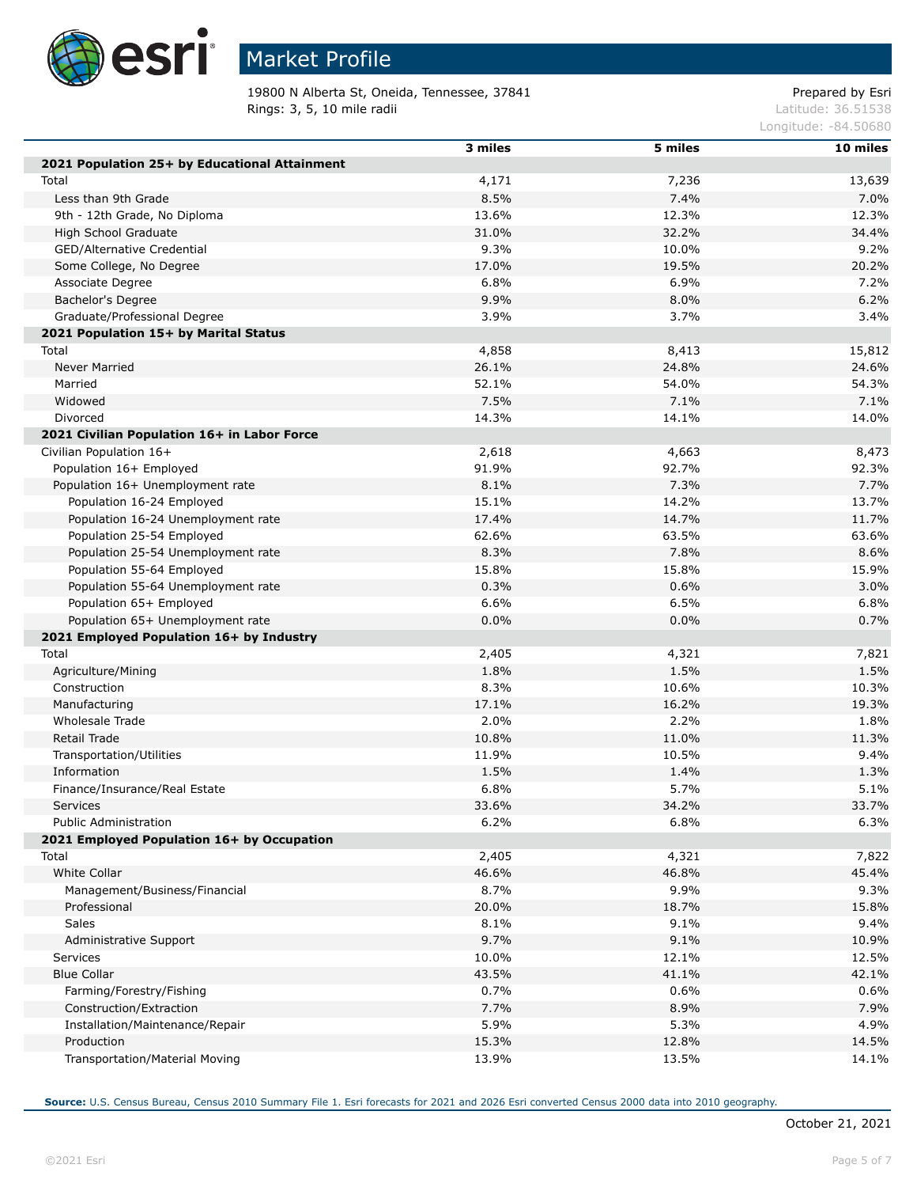# Market Profile

19800 N Alberta St, Oneida, Tennessee, 37841
Rings: 3, 5, 10 mile radii

Prepared by Esri
Latitude: 36.51538
Longitude: -84.50680

| | 3 miles | 5 miles | 10 miles |
|---|---|---|---|
| **2021 Population 25+ by Educational Attainment** | | | |
| Total | 4,171 | 7,236 | 13,639 |
| Less than 9th Grade | 8.5% | 7.4% | 7.0% |
| 9th - 12th Grade, No Diploma | 13.6% | 12.3% | 12.3% |
| High School Graduate | 31.0% | 32.2% | 34.4% |
| GED/Alternative Credential | 9.3% | 10.0% | 9.2% |
| Some College, No Degree | 17.0% | 19.5% | 20.2% |
| Associate Degree | 6.8% | 6.9% | 7.2% |
| Bachelor's Degree | 9.9% | 8.0% | 6.2% |
| Graduate/Professional Degree | 3.9% | 3.7% | 3.4% |
| **2021 Population 15+ by Marital Status** | | | |
| Total | 4,858 | 8,413 | 15,812 |
| Never Married | 26.1% | 24.8% | 24.6% |
| Married | 52.1% | 54.0% | 54.3% |
| Widowed | 7.5% | 7.1% | 7.1% |
| Divorced | 14.3% | 14.1% | 14.0% |
| **2021 Civilian Population 16+ in Labor Force** | | | |
| Civilian Population 16+ | 2,618 | 4,663 | 8,473 |
| Population 16+ Employed | 91.9% | 92.7% | 92.3% |
| Population 16+ Unemployment rate | 8.1% | 7.3% | 7.7% |
| Population 16-24 Employed | 15.1% | 14.2% | 13.7% |
| Population 16-24 Unemployment rate | 17.4% | 14.7% | 11.7% |
| Population 25-54 Employed | 62.6% | 63.5% | 63.6% |
| Population 25-54 Unemployment rate | 8.3% | 7.8% | 8.6% |
| Population 55-64 Employed | 15.8% | 15.8% | 15.9% |
| Population 55-64 Unemployment rate | 0.3% | 0.6% | 3.0% |
| Population 65+ Employed | 6.6% | 6.5% | 6.8% |
| Population 65+ Unemployment rate | 0.0% | 0.0% | 0.7% |
| **2021 Employed Population 16+ by Industry** | | | |
| Total | 2,405 | 4,321 | 7,821 |
| Agriculture/Mining | 1.8% | 1.5% | 1.5% |
| Construction | 8.3% | 10.6% | 10.3% |
| Manufacturing | 17.1% | 16.2% | 19.3% |
| Wholesale Trade | 2.0% | 2.2% | 1.8% |
| Retail Trade | 10.8% | 11.0% | 11.3% |
| Transportation/Utilities | 11.9% | 10.5% | 9.4% |
| Information | 1.5% | 1.4% | 1.3% |
| Finance/Insurance/Real Estate | 6.8% | 5.7% | 5.1% |
| Services | 33.6% | 34.2% | 33.7% |
| Public Administration | 6.2% | 6.8% | 6.3% |
| **2021 Employed Population 16+ by Occupation** | | | |
| Total | 2,405 | 4,321 | 7,822 |
| White Collar | 46.6% | 46.8% | 45.4% |
| Management/Business/Financial | 8.7% | 9.9% | 9.3% |
| Professional | 20.0% | 18.7% | 15.8% |
| Sales | 8.1% | 9.1% | 9.4% |
| Administrative Support | 9.7% | 9.1% | 10.9% |
| Services | 10.0% | 12.1% | 12.5% |
| Blue Collar | 43.5% | 41.1% | 42.1% |
| Farming/Forestry/Fishing | 0.7% | 0.6% | 0.6% |
| Construction/Extraction | 7.7% | 8.9% | 7.9% |
| Installation/Maintenance/Repair | 5.9% | 5.3% | 4.9% |
| Production | 15.3% | 12.8% | 14.5% |
| Transportation/Material Moving | 13.9% | 13.5% | 14.1% |

**Source:** U.S. Census Bureau, Census 2010 Summary File 1. Esri forecasts for 2021 and 2026 Esri converted Census 2000 data into 2010 geography.

October 21, 2021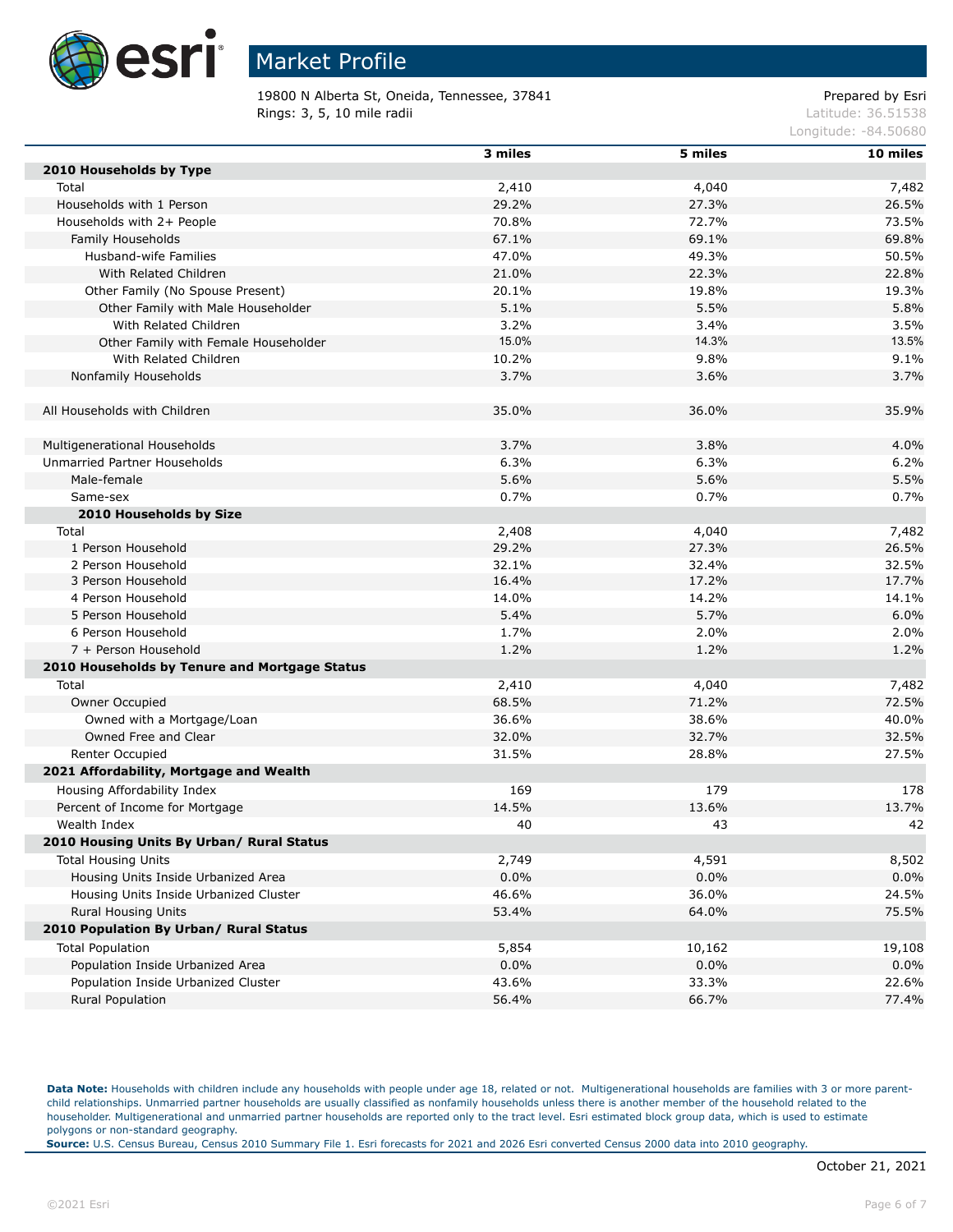# Market Profile

19800 N Alberta St, Oneida, Tennessee, 37841
Rings: 3, 5, 10 mile radii

Prepared by Esri
Latitude: 36.51538
Longitude: -84.50680

| | 3 miles | 5 miles | 10 miles |
|---|---|---|---|
| **2010 Households by Type** | | | |
| Total | 2,410 | 4,040 | 7,482 |
| Households with 1 Person | 29.2% | 27.3% | 26.5% |
| Households with 2+ People | 70.8% | 72.7% | 73.5% |
| Family Households | 67.1% | 69.1% | 69.8% |
| Husband-wife Families | 47.0% | 49.3% | 50.5% |
| With Related Children | 21.0% | 22.3% | 22.8% |
| Other Family (No Spouse Present) | 20.1% | 19.8% | 19.3% |
| Other Family with Male Householder | 5.1% | 5.5% | 5.8% |
| With Related Children | 3.2% | 3.4% | 3.5% |
| Other Family with Female Householder | 15.0% | 14.3% | 13.5% |
| With Related Children | 10.2% | 9.8% | 9.1% |
| Nonfamily Households | 3.7% | 3.6% | 3.7% |
| | | | |
| All Households with Children | 35.0% | 36.0% | 35.9% |
| | | | |
| Multigenerational Households | 3.7% | 3.8% | 4.0% |
| Unmarried Partner Households | 6.3% | 6.3% | 6.2% |
| Male-female | 5.6% | 5.6% | 5.5% |
| Same-sex | 0.7% | 0.7% | 0.7% |
| **2010 Households by Size** | | | |
| Total | 2,408 | 4,040 | 7,482 |
| 1 Person Household | 29.2% | 27.3% | 26.5% |
| 2 Person Household | 32.1% | 32.4% | 32.5% |
| 3 Person Household | 16.4% | 17.2% | 17.7% |
| 4 Person Household | 14.0% | 14.2% | 14.1% |
| 5 Person Household | 5.4% | 5.7% | 6.0% |
| 6 Person Household | 1.7% | 2.0% | 2.0% |
| 7 + Person Household | 1.2% | 1.2% | 1.2% |
| **2010 Households by Tenure and Mortgage Status** | | | |
| Total | 2,410 | 4,040 | 7,482 |
| Owner Occupied | 68.5% | 71.2% | 72.5% |
| Owned with a Mortgage/Loan | 36.6% | 38.6% | 40.0% |
| Owned Free and Clear | 32.0% | 32.7% | 32.5% |
| Renter Occupied | 31.5% | 28.8% | 27.5% |
| **2021 Affordability, Mortgage and Wealth** | | | |
| Housing Affordability Index | 169 | 179 | 178 |
| Percent of Income for Mortgage | 14.5% | 13.6% | 13.7% |
| Wealth Index | 40 | 43 | 42 |
| **2010 Housing Units By Urban/ Rural Status** | | | |
| Total Housing Units | 2,749 | 4,591 | 8,502 |
| Housing Units Inside Urbanized Area | 0.0% | 0.0% | 0.0% |
| Housing Units Inside Urbanized Cluster | 46.6% | 36.0% | 24.5% |
| Rural Housing Units | 53.4% | 64.0% | 75.5% |
| **2010 Population By Urban/ Rural Status** | | | |
| Total Population | 5,854 | 10,162 | 19,108 |
| Population Inside Urbanized Area | 0.0% | 0.0% | 0.0% |
| Population Inside Urbanized Cluster | 43.6% | 33.3% | 22.6% |
| Rural Population | 56.4% | 66.7% | 77.4% |

**Data Note:** Households with children include any households with people under age 18, related or not. Multigenerational households are families with 3 or more parent-child relationships. Unmarried partner households are usually classified as nonfamily households unless there is another member of the household related to the householder. Multigenerational and unmarried partner households are reported only to the tract level. Esri estimated block group data, which is used to estimate polygons or non-standard geography.
**Source:** U.S. Census Bureau, Census 2010 Summary File 1. Esri forecasts for 2021 and 2026 Esri converted Census 2000 data into 2010 geography.

October 21, 2021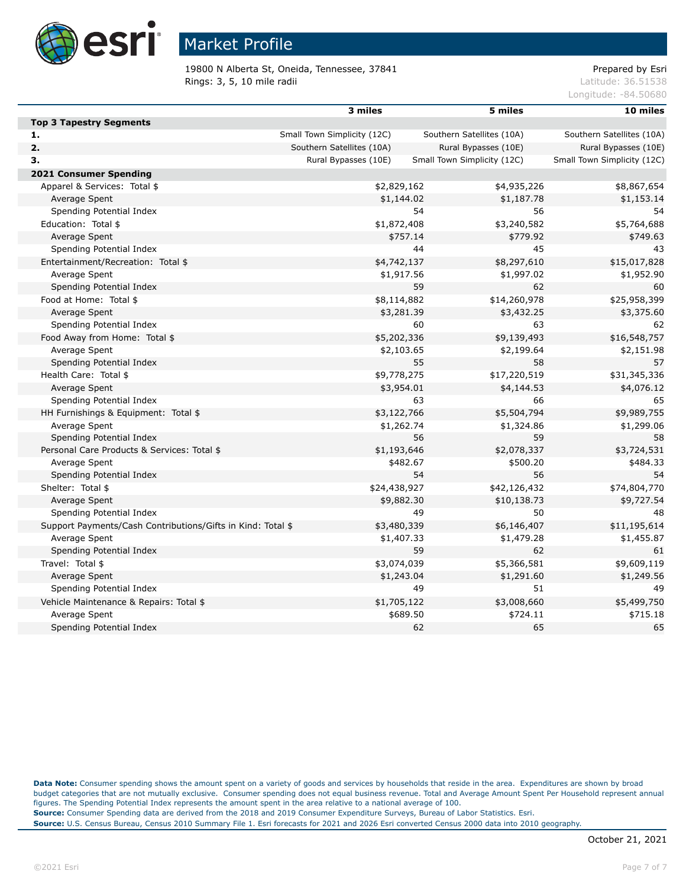# Market Profile

19800 N Alberta St, Oneida, Tennessee, 37841
Rings: 3, 5, 10 mile radii

Prepared by Esri
Latitude: 36.51538
Longitude: -84.50680

| | 3 miles | 5 miles | 10 miles |
|---|---|---|---|
| **Top 3 Tapestry Segments** | | | |
| **1.** | Small Town Simplicity (12C) | Southern Satellites (10A) | Southern Satellites (10A) |
| **2.** | Southern Satellites (10A) | Rural Bypasses (10E) | Rural Bypasses (10E) |
| **3.** | Rural Bypasses (10E) | Small Town Simplicity (12C) | Small Town Simplicity (12C) |
| **2021 Consumer Spending** | | | |
| Apparel & Services: Total $ | $2,829,162 | $4,935,226 | $8,867,654 |
| Average Spent | $1,144.02 | $1,187.78 | $1,153.14 |
| Spending Potential Index | 54 | 56 | 54 |
| Education: Total $ | $1,872,408 | $3,240,582 | $5,764,688 |
| Average Spent | $757.14 | $779.92 | $749.63 |
| Spending Potential Index | 44 | 45 | 43 |
| Entertainment/Recreation: Total $ | $4,742,137 | $8,297,610 | $15,017,828 |
| Average Spent | $1,917.56 | $1,997.02 | $1,952.90 |
| Spending Potential Index | 59 | 62 | 60 |
| Food at Home: Total $ | $8,114,882 | $14,260,978 | $25,958,399 |
| Average Spent | $3,281.39 | $3,432.25 | $3,375.60 |
| Spending Potential Index | 60 | 63 | 62 |
| Food Away from Home: Total $ | $5,202,336 | $9,139,493 | $16,548,757 |
| Average Spent | $2,103.65 | $2,199.64 | $2,151.98 |
| Spending Potential Index | 55 | 58 | 57 |
| Health Care: Total $ | $9,778,275 | $17,220,519 | $31,345,336 |
| Average Spent | $3,954.01 | $4,144.53 | $4,076.12 |
| Spending Potential Index | 63 | 66 | 65 |
| HH Furnishings & Equipment: Total $ | $3,122,766 | $5,504,794 | $9,989,755 |
| Average Spent | $1,262.74 | $1,324.86 | $1,299.06 |
| Spending Potential Index | 56 | 59 | 58 |
| Personal Care Products & Services: Total $ | $1,193,646 | $2,078,337 | $3,724,531 |
| Average Spent | $482.67 | $500.20 | $484.33 |
| Spending Potential Index | 54 | 56 | 54 |
| Shelter: Total $ | $24,438,927 | $42,126,432 | $74,804,770 |
| Average Spent | $9,882.30 | $10,138.73 | $9,727.54 |
| Spending Potential Index | 49 | 50 | 48 |
| Support Payments/Cash Contributions/Gifts in Kind: Total $ | $3,480,339 | $6,146,407 | $11,195,614 |
| Average Spent | $1,407.33 | $1,479.28 | $1,455.87 |
| Spending Potential Index | 59 | 62 | 61 |
| Travel: Total $ | $3,074,039 | $5,366,581 | $9,609,119 |
| Average Spent | $1,243.04 | $1,291.60 | $1,249.56 |
| Spending Potential Index | 49 | 51 | 49 |
| Vehicle Maintenance & Repairs: Total $ | $1,705,122 | $3,008,660 | $5,499,750 |
| Average Spent | $689.50 | $724.11 | $715.18 |
| Spending Potential Index | 62 | 65 | 65 |

**Data Note:** Consumer spending shows the amount spent on a variety of goods and services by households that reside in the area. Expenditures are shown by broad budget categories that are not mutually exclusive. Consumer spending does not equal business revenue. Total and Average Amount Spent Per Household represent annual figures. The Spending Potential Index represents the amount spent in the area relative to a national average of 100.
**Source:** Consumer Spending data are derived from the 2018 and 2019 Consumer Expenditure Surveys, Bureau of Labor Statistics. Esri.
**Source:** U.S. Census Bureau, Census 2010 Summary File 1. Esri forecasts for 2021 and 2026 Esri converted Census 2000 data into 2010 geography.

October 21, 2021